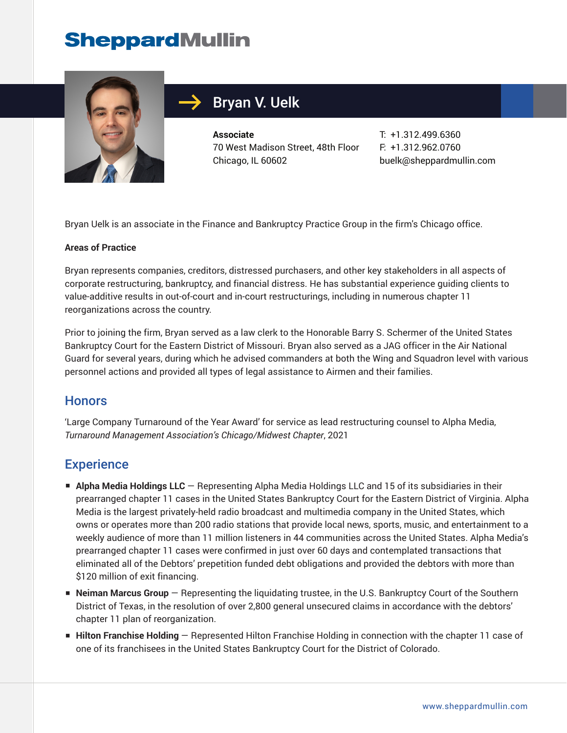# Bryan V. Uelk

**Associate**
70 West Madison Street, 48th Floor
Chicago, IL 60602

T: +1.312.499.6360
F: +1.312.962.0760
buelk@sheppardmullin.com

Bryan Uelk is an associate in the Finance and Bankruptcy Practice Group in the firm's Chicago office.

**Areas of Practice**

Bryan represents companies, creditors, distressed purchasers, and other key stakeholders in all aspects of corporate restructuring, bankruptcy, and financial distress. He has substantial experience guiding clients to value-additive results in out-of-court and in-court restructurings, including in numerous chapter 11 reorganizations across the country.

Prior to joining the firm, Bryan served as a law clerk to the Honorable Barry S. Schermer of the United States Bankruptcy Court for the Eastern District of Missouri. Bryan also served as a JAG officer in the Air National Guard for several years, during which he advised commanders at both the Wing and Squadron level with various personnel actions and provided all types of legal assistance to Airmen and their families.

## Honors

'Large Company Turnaround of the Year Award' for service as lead restructuring counsel to Alpha Media, *Turnaround Management Association's Chicago/Midwest Chapter*, 2021

## Experience

- **Alpha Media Holdings LLC** — Representing Alpha Media Holdings LLC and 15 of its subsidiaries in their prearranged chapter 11 cases in the United States Bankruptcy Court for the Eastern District of Virginia. Alpha Media is the largest privately-held radio broadcast and multimedia company in the United States, which owns or operates more than 200 radio stations that provide local news, sports, music, and entertainment to a weekly audience of more than 11 million listeners in 44 communities across the United States. Alpha Media's prearranged chapter 11 cases were confirmed in just over 60 days and contemplated transactions that eliminated all of the Debtors' prepetition funded debt obligations and provided the debtors with more than $120 million of exit financing.
- **Neiman Marcus Group** — Representing the liquidating trustee, in the U.S. Bankruptcy Court of the Southern District of Texas, in the resolution of over 2,800 general unsecured claims in accordance with the debtors' chapter 11 plan of reorganization.
- **Hilton Franchise Holding** — Represented Hilton Franchise Holding in connection with the chapter 11 case of one of its franchisees in the United States Bankruptcy Court for the District of Colorado.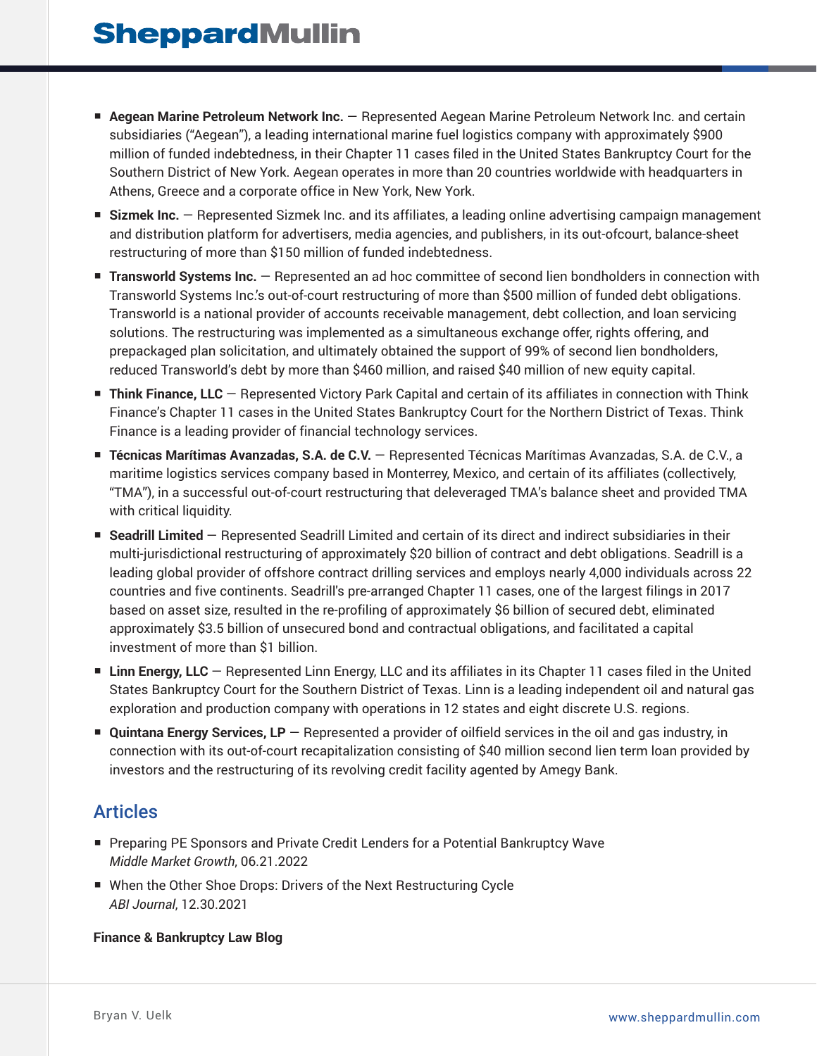- **Aegean Marine Petroleum Network Inc.** — Represented Aegean Marine Petroleum Network Inc. and certain subsidiaries ("Aegean"), a leading international marine fuel logistics company with approximately $900 million of funded indebtedness, in their Chapter 11 cases filed in the United States Bankruptcy Court for the Southern District of New York. Aegean operates in more than 20 countries worldwide with headquarters in Athens, Greece and a corporate office in New York, New York.
- **Sizmek Inc.** — Represented Sizmek Inc. and its affiliates, a leading online advertising campaign management and distribution platform for advertisers, media agencies, and publishers, in its out-ofcourt, balance-sheet restructuring of more than $150 million of funded indebtedness.
- **Transworld Systems Inc.** — Represented an ad hoc committee of second lien bondholders in connection with Transworld Systems Inc.'s out-of-court restructuring of more than $500 million of funded debt obligations. Transworld is a national provider of accounts receivable management, debt collection, and loan servicing solutions. The restructuring was implemented as a simultaneous exchange offer, rights offering, and prepackaged plan solicitation, and ultimately obtained the support of 99% of second lien bondholders, reduced Transworld's debt by more than $460 million, and raised $40 million of new equity capital.
- **Think Finance, LLC** — Represented Victory Park Capital and certain of its affiliates in connection with Think Finance's Chapter 11 cases in the United States Bankruptcy Court for the Northern District of Texas. Think Finance is a leading provider of financial technology services.
- **Técnicas Marítimas Avanzadas, S.A. de C.V.** — Represented Técnicas Marítimas Avanzadas, S.A. de C.V., a maritime logistics services company based in Monterrey, Mexico, and certain of its affiliates (collectively, "TMA"), in a successful out-of-court restructuring that deleveraged TMA's balance sheet and provided TMA with critical liquidity.
- **Seadrill Limited** — Represented Seadrill Limited and certain of its direct and indirect subsidiaries in their multi-jurisdictional restructuring of approximately $20 billion of contract and debt obligations. Seadrill is a leading global provider of offshore contract drilling services and employs nearly 4,000 individuals across 22 countries and five continents. Seadrill's pre-arranged Chapter 11 cases, one of the largest filings in 2017 based on asset size, resulted in the re-profiling of approximately $6 billion of secured debt, eliminated approximately $3.5 billion of unsecured bond and contractual obligations, and facilitated a capital investment of more than $1 billion.
- **Linn Energy, LLC** — Represented Linn Energy, LLC and its affiliates in its Chapter 11 cases filed in the United States Bankruptcy Court for the Southern District of Texas. Linn is a leading independent oil and natural gas exploration and production company with operations in 12 states and eight discrete U.S. regions.
- **Quintana Energy Services, LP** — Represented a provider of oilfield services in the oil and gas industry, in connection with its out-of-court recapitalization consisting of $40 million second lien term loan provided by investors and the restructuring of its revolving credit facility agented by Amegy Bank.

## Articles

- Preparing PE Sponsors and Private Credit Lenders for a Potential Bankruptcy Wave
  *Middle Market Growth*, 06.21.2022
- When the Other Shoe Drops: Drivers of the Next Restructuring Cycle
  *ABI Journal*, 12.30.2021

**Finance & Bankruptcy Law Blog**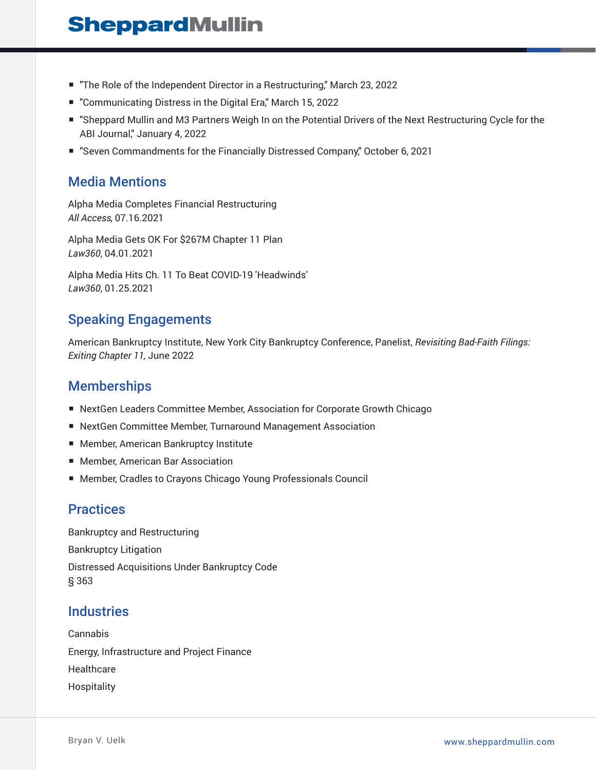- "The Role of the Independent Director in a Restructuring," March 23, 2022
- "Communicating Distress in the Digital Era," March 15, 2022
- "Sheppard Mullin and M3 Partners Weigh In on the Potential Drivers of the Next Restructuring Cycle for the ABI Journal," January 4, 2022
- "Seven Commandments for the Financially Distressed Company," October 6, 2021

## Media Mentions

Alpha Media Completes Financial Restructuring
*All Access*, 07.16.2021

Alpha Media Gets OK For $267M Chapter 11 Plan
*Law360*, 04.01.2021

Alpha Media Hits Ch. 11 To Beat COVID-19 'Headwinds'
*Law360*, 01.25.2021

## Speaking Engagements

American Bankruptcy Institute, New York City Bankruptcy Conference, Panelist, *Revisiting Bad-Faith Filings: Exiting Chapter 11,* June 2022

## Memberships

- NextGen Leaders Committee Member, Association for Corporate Growth Chicago
- NextGen Committee Member, Turnaround Management Association
- Member, American Bankruptcy Institute
- Member, American Bar Association
- Member, Cradles to Crayons Chicago Young Professionals Council

## Practices

Bankruptcy and Restructuring

Bankruptcy Litigation

Distressed Acquisitions Under Bankruptcy Code § 363

## Industries

Cannabis

Energy, Infrastructure and Project Finance

Healthcare

Hospitality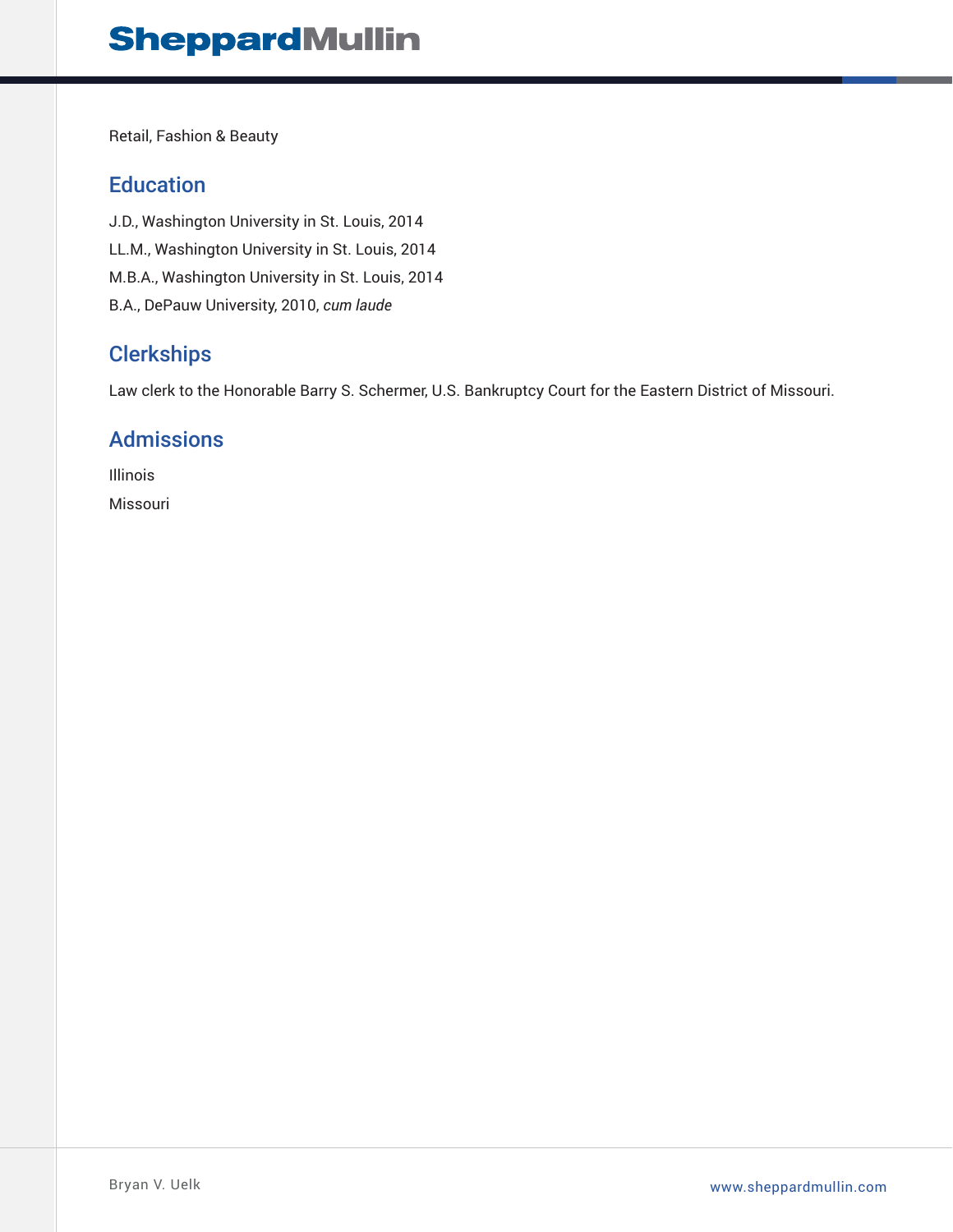Retail, Fashion & Beauty

## Education

J.D., Washington University in St. Louis, 2014

LL.M., Washington University in St. Louis, 2014

M.B.A., Washington University in St. Louis, 2014

B.A., DePauw University, 2010, *cum laude*

## Clerkships

Law clerk to the Honorable Barry S. Schermer, U.S. Bankruptcy Court for the Eastern District of Missouri.

## Admissions

Illinois

Missouri